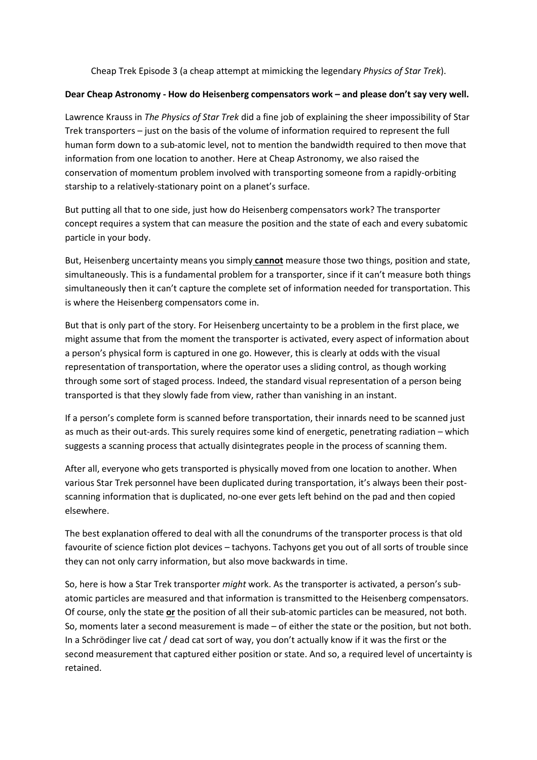Cheap Trek Episode 3 (a cheap attempt at mimicking the legendary *Physics of Star Trek*).

**Dear Cheap Astronomy - How do Heisenberg compensators work – and please don't say very well.**

Lawrence Krauss in *The Physics of Star Trek* did a fine job of explaining the sheer impossibility of Star Trek transporters – just on the basis of the volume of information required to represent the full human form down to a sub-atomic level, not to mention the bandwidth required to then move that information from one location to another. Here at Cheap Astronomy, we also raised the conservation of momentum problem involved with transporting someone from a rapidly-orbiting starship to a relatively-stationary point on a planet's surface.

But putting all that to one side, just how do Heisenberg compensators work? The transporter concept requires a system that can measure the position and the state of each and every subatomic particle in your body.

But, Heisenberg uncertainty means you simply **cannot** measure those two things, position and state, simultaneously. This is a fundamental problem for a transporter, since if it can't measure both things simultaneously then it can't capture the complete set of information needed for transportation. This is where the Heisenberg compensators come in.

But that is only part of the story. For Heisenberg uncertainty to be a problem in the first place, we might assume that from the moment the transporter is activated, every aspect of information about a person's physical form is captured in one go. However, this is clearly at odds with the visual representation of transportation, where the operator uses a sliding control, as though working through some sort of staged process. Indeed, the standard visual representation of a person being transported is that they slowly fade from view, rather than vanishing in an instant.

If a person's complete form is scanned before transportation, their innards need to be scanned just as much as their out-ards. This surely requires some kind of energetic, penetrating radiation – which suggests a scanning process that actually disintegrates people in the process of scanning them.

After all, everyone who gets transported is physically moved from one location to another. When various Star Trek personnel have been duplicated during transportation, it's always been their post-scanning information that is duplicated, no-one ever gets left behind on the pad and then copied elsewhere.

The best explanation offered to deal with all the conundrums of the transporter process is that old favourite of science fiction plot devices – tachyons. Tachyons get you out of all sorts of trouble since they can not only carry information, but also move backwards in time.

So, here is how a Star Trek transporter *might* work. As the transporter is activated, a person's sub-atomic particles are measured and that information is transmitted to the Heisenberg compensators. Of course, only the state **or** the position of all their sub-atomic particles can be measured, not both. So, moments later a second measurement is made – of either the state or the position, but not both. In a Schrödinger live cat / dead cat sort of way, you don't actually know if it was the first or the second measurement that captured either position or state. And so, a required level of uncertainty is retained.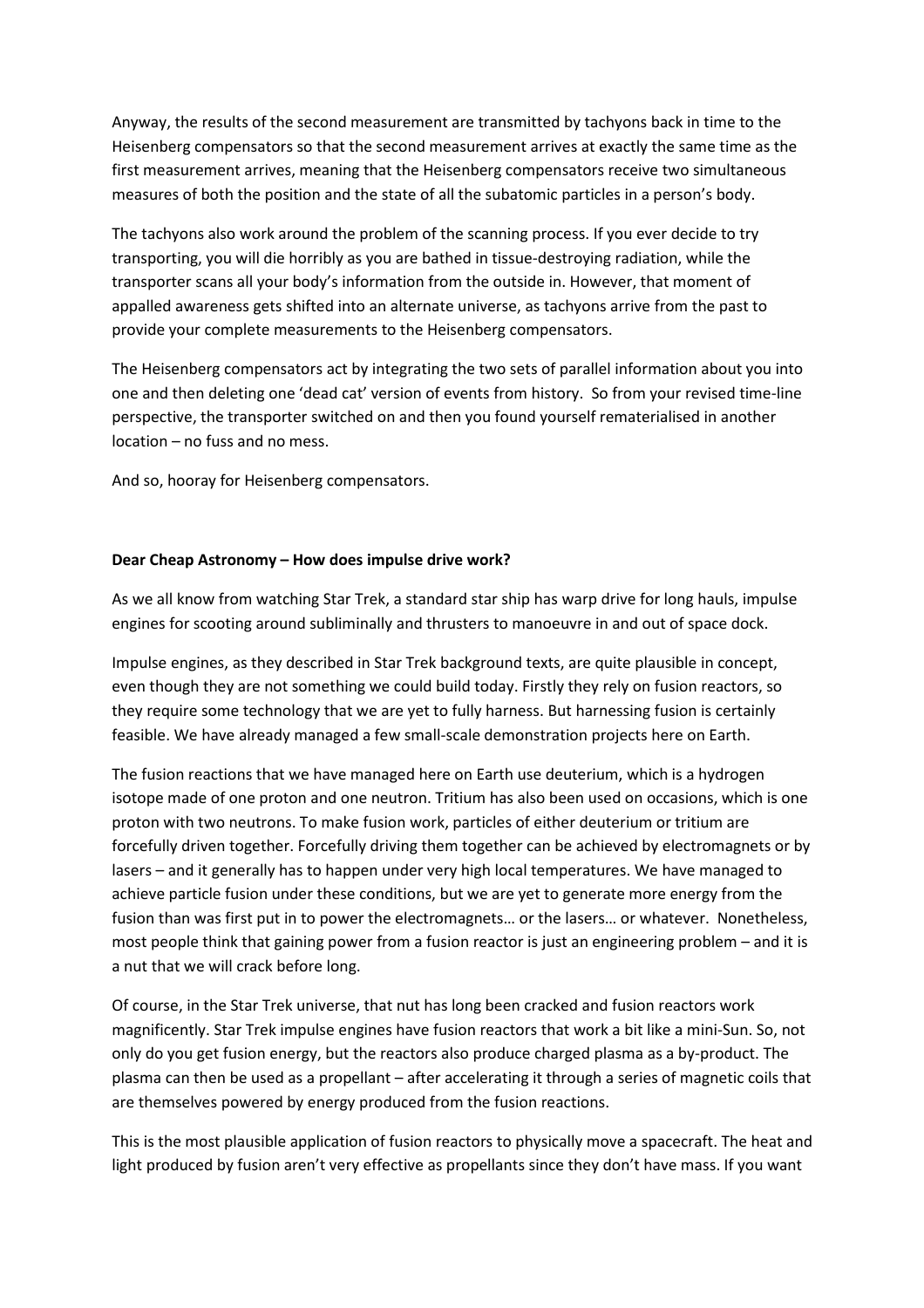Anyway, the results of the second measurement are transmitted by tachyons back in time to the Heisenberg compensators so that the second measurement arrives at exactly the same time as the first measurement arrives, meaning that the Heisenberg compensators receive two simultaneous measures of both the position and the state of all the subatomic particles in a person's body.

The tachyons also work around the problem of the scanning process. If you ever decide to try transporting, you will die horribly as you are bathed in tissue-destroying radiation, while the transporter scans all your body's information from the outside in. However, that moment of appalled awareness gets shifted into an alternate universe, as tachyons arrive from the past to provide your complete measurements to the Heisenberg compensators.

The Heisenberg compensators act by integrating the two sets of parallel information about you into one and then deleting one 'dead cat' version of events from history. So from your revised time-line perspective, the transporter switched on and then you found yourself rematerialised in another location – no fuss and no mess.

And so, hooray for Heisenberg compensators.

**Dear Cheap Astronomy – How does impulse drive work?**

As we all know from watching Star Trek, a standard star ship has warp drive for long hauls, impulse engines for scooting around subliminally and thrusters to manoeuvre in and out of space dock.

Impulse engines, as they described in Star Trek background texts, are quite plausible in concept, even though they are not something we could build today. Firstly they rely on fusion reactors, so they require some technology that we are yet to fully harness. But harnessing fusion is certainly feasible. We have already managed a few small-scale demonstration projects here on Earth.

The fusion reactions that we have managed here on Earth use deuterium, which is a hydrogen isotope made of one proton and one neutron. Tritium has also been used on occasions, which is one proton with two neutrons. To make fusion work, particles of either deuterium or tritium are forcefully driven together. Forcefully driving them together can be achieved by electromagnets or by lasers – and it generally has to happen under very high local temperatures. We have managed to achieve particle fusion under these conditions, but we are yet to generate more energy from the fusion than was first put in to power the electromagnets… or the lasers… or whatever. Nonetheless, most people think that gaining power from a fusion reactor is just an engineering problem – and it is a nut that we will crack before long.

Of course, in the Star Trek universe, that nut has long been cracked and fusion reactors work magnificently. Star Trek impulse engines have fusion reactors that work a bit like a mini-Sun. So, not only do you get fusion energy, but the reactors also produce charged plasma as a by-product. The plasma can then be used as a propellant – after accelerating it through a series of magnetic coils that are themselves powered by energy produced from the fusion reactions.

This is the most plausible application of fusion reactors to physically move a spacecraft. The heat and light produced by fusion aren't very effective as propellants since they don't have mass. If you want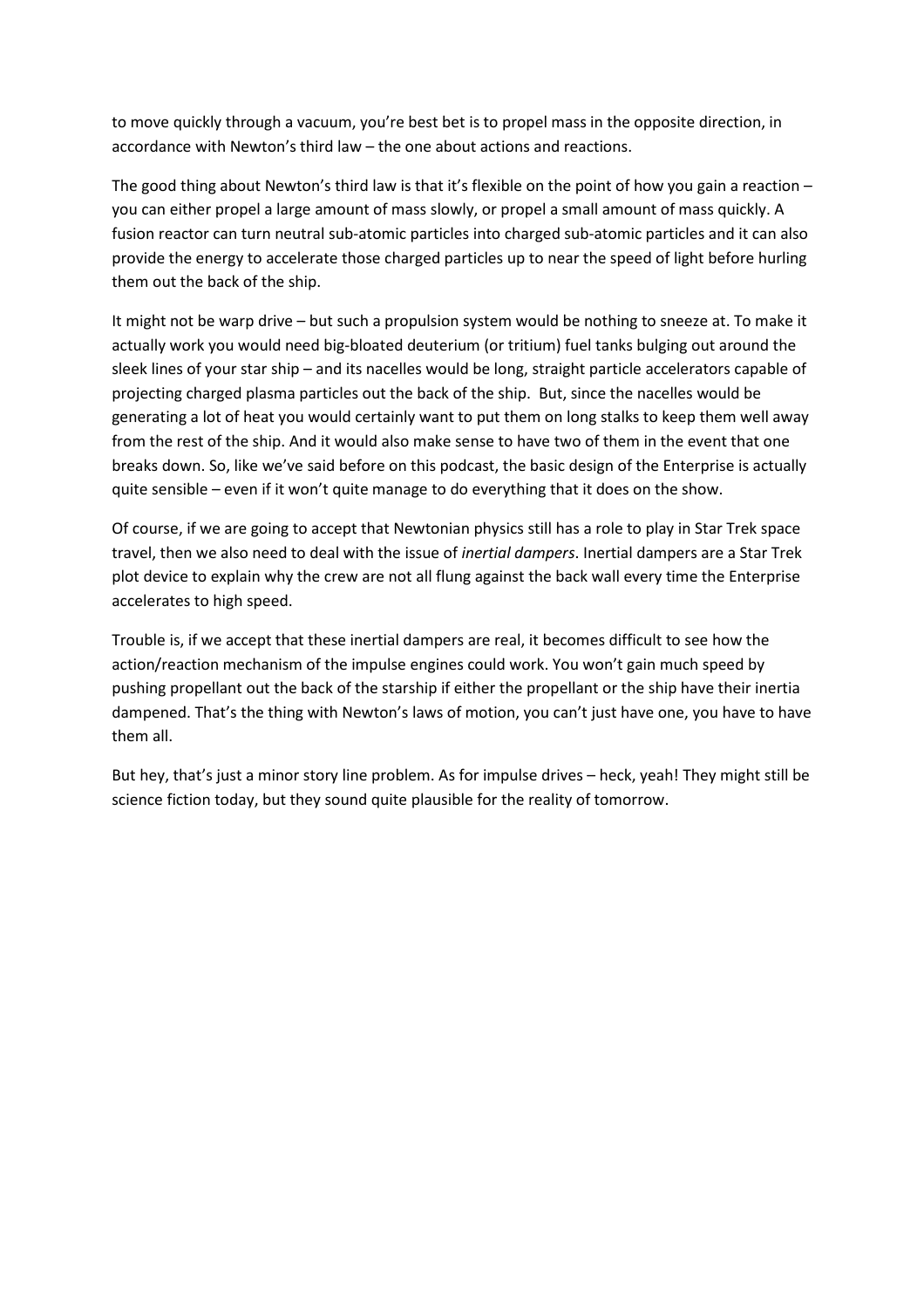to move quickly through a vacuum, you're best bet is to propel mass in the opposite direction, in accordance with Newton's third law – the one about actions and reactions.

The good thing about Newton's third law is that it's flexible on the point of how you gain a reaction – you can either propel a large amount of mass slowly, or propel a small amount of mass quickly. A fusion reactor can turn neutral sub-atomic particles into charged sub-atomic particles and it can also provide the energy to accelerate those charged particles up to near the speed of light before hurling them out the back of the ship.

It might not be warp drive – but such a propulsion system would be nothing to sneeze at. To make it actually work you would need big-bloated deuterium (or tritium) fuel tanks bulging out around the sleek lines of your star ship – and its nacelles would be long, straight particle accelerators capable of projecting charged plasma particles out the back of the ship. But, since the nacelles would be generating a lot of heat you would certainly want to put them on long stalks to keep them well away from the rest of the ship. And it would also make sense to have two of them in the event that one breaks down. So, like we've said before on this podcast, the basic design of the Enterprise is actually quite sensible – even if it won't quite manage to do everything that it does on the show.

Of course, if we are going to accept that Newtonian physics still has a role to play in Star Trek space travel, then we also need to deal with the issue of *inertial dampers*. Inertial dampers are a Star Trek plot device to explain why the crew are not all flung against the back wall every time the Enterprise accelerates to high speed.

Trouble is, if we accept that these inertial dampers are real, it becomes difficult to see how the action/reaction mechanism of the impulse engines could work. You won't gain much speed by pushing propellant out the back of the starship if either the propellant or the ship have their inertia dampened. That's the thing with Newton's laws of motion, you can't just have one, you have to have them all.

But hey, that's just a minor story line problem. As for impulse drives – heck, yeah! They might still be science fiction today, but they sound quite plausible for the reality of tomorrow.